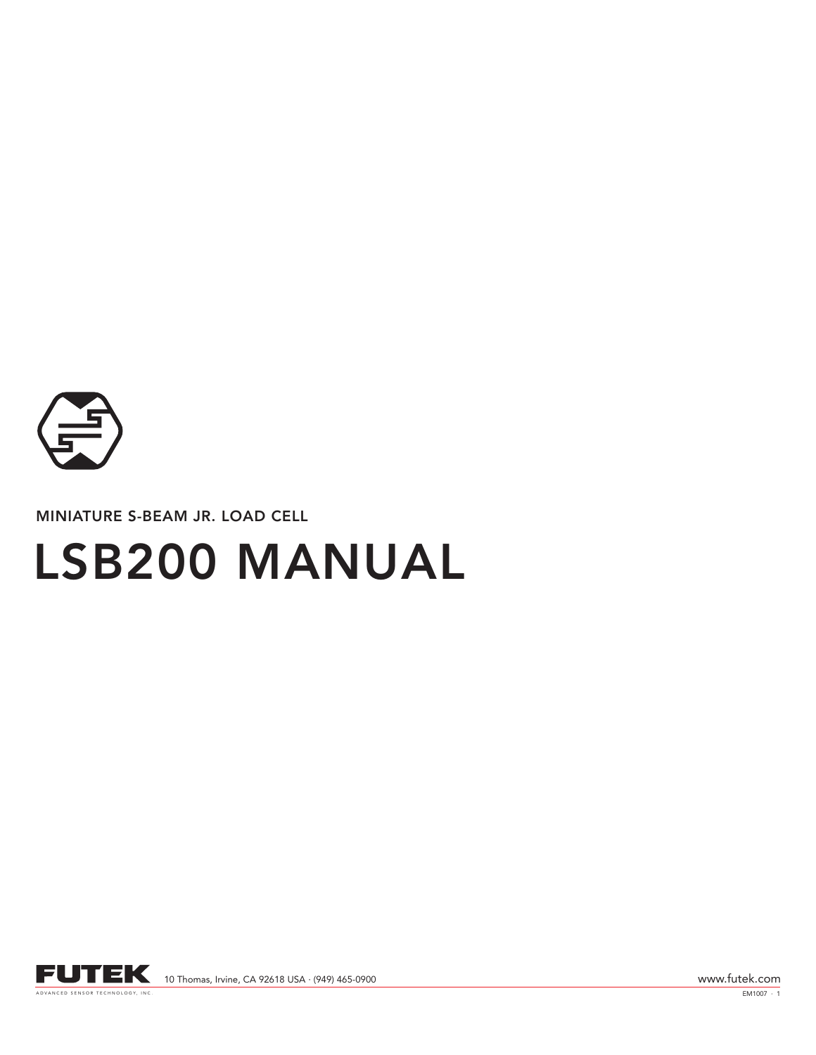MINIATURE S-BEAM JR. LOAD CELL

# LSB200 MANUAL

FUTEK ADVANCED SENSOR TECHNOLOGY, INC. 10 Thomas, Irvine, CA 92618 USA · (949) 465-0900 www.futek.com

EM1007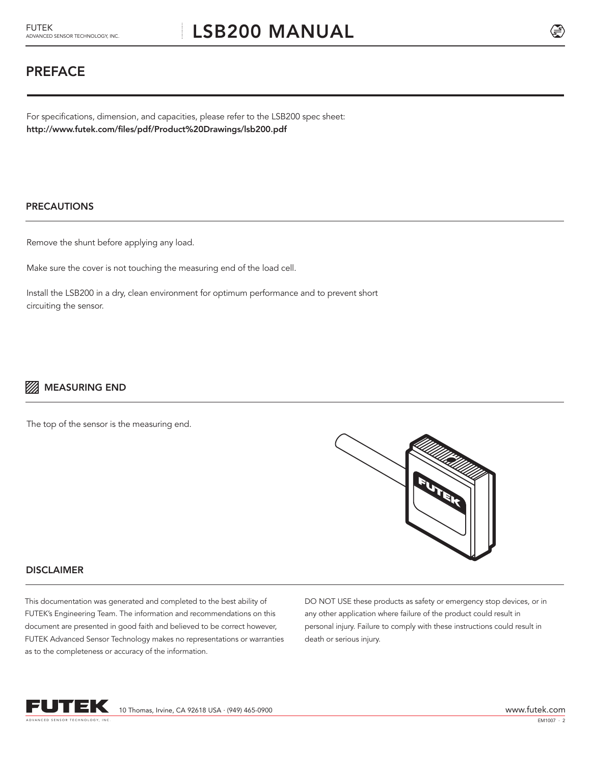# PREFACE

For specifications, dimension, and capacities, please refer to the LSB200 spec sheet:
**http://www.futek.com/files/pdf/Product%20Drawings/lsb200.pdf**

## PRECAUTIONS

Remove the shunt before applying any load.

Make sure the cover is not touching the measuring end of the load cell.

Install the LSB200 in a dry, clean environment for optimum performance and to prevent short circuiting the sensor.

## MEASURING END

The top of the sensor is the measuring end.

## DISCLAIMER

This documentation was generated and completed to the best ability of FUTEK's Engineering Team. The information and recommendations on this document are presented in good faith and believed to be correct however, FUTEK Advanced Sensor Technology makes no representations or warranties as to the completeness or accuracy of the information.

DO NOT USE these products as safety or emergency stop devices, or in any other application where failure of the product could result in personal injury. Failure to comply with these instructions could result in death or serious injury.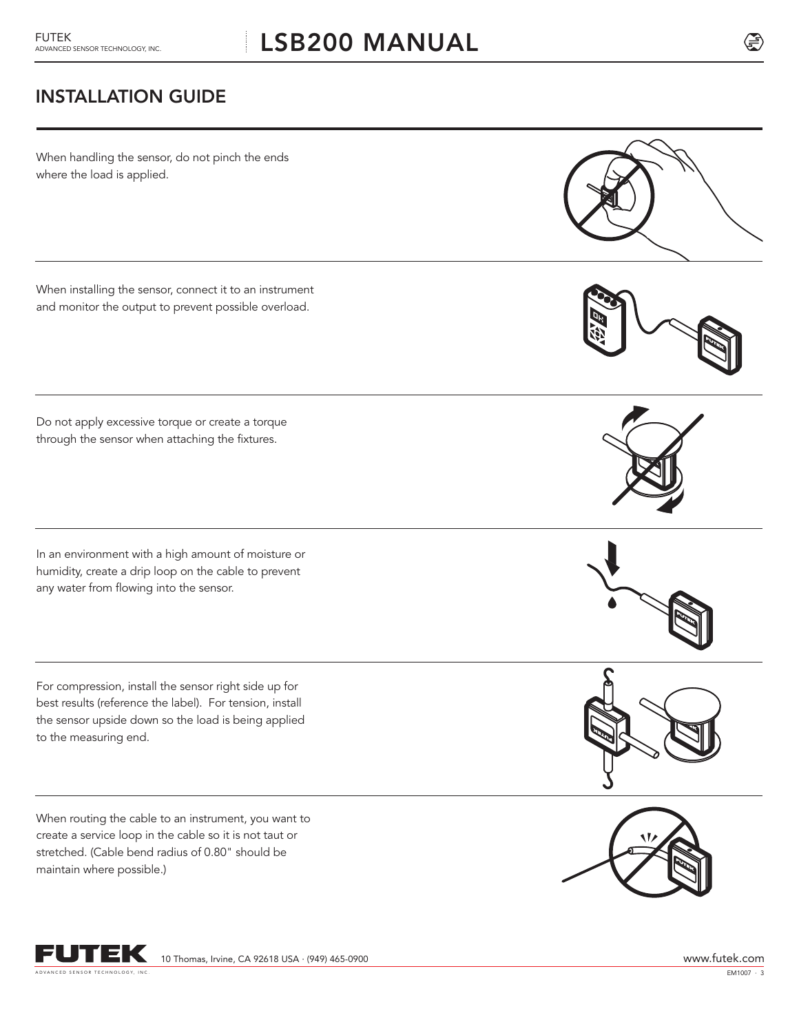## INSTALLATION GUIDE

When handling the sensor, do not pinch the ends where the load is applied.

When installing the sensor, connect it to an instrument and monitor the output to prevent possible overload.

Do not apply excessive torque or create a torque through the sensor when attaching the fixtures.

In an environment with a high amount of moisture or humidity, create a drip loop on the cable to prevent any water from flowing into the sensor.

For compression, install the sensor right side up for best results (reference the label). For tension, install the sensor upside down so the load is being applied to the measuring end.

When routing the cable to an instrument, you want to create a service loop in the cable so it is not taut or stretched. (Cable bend radius of 0.80" should be maintain where possible.)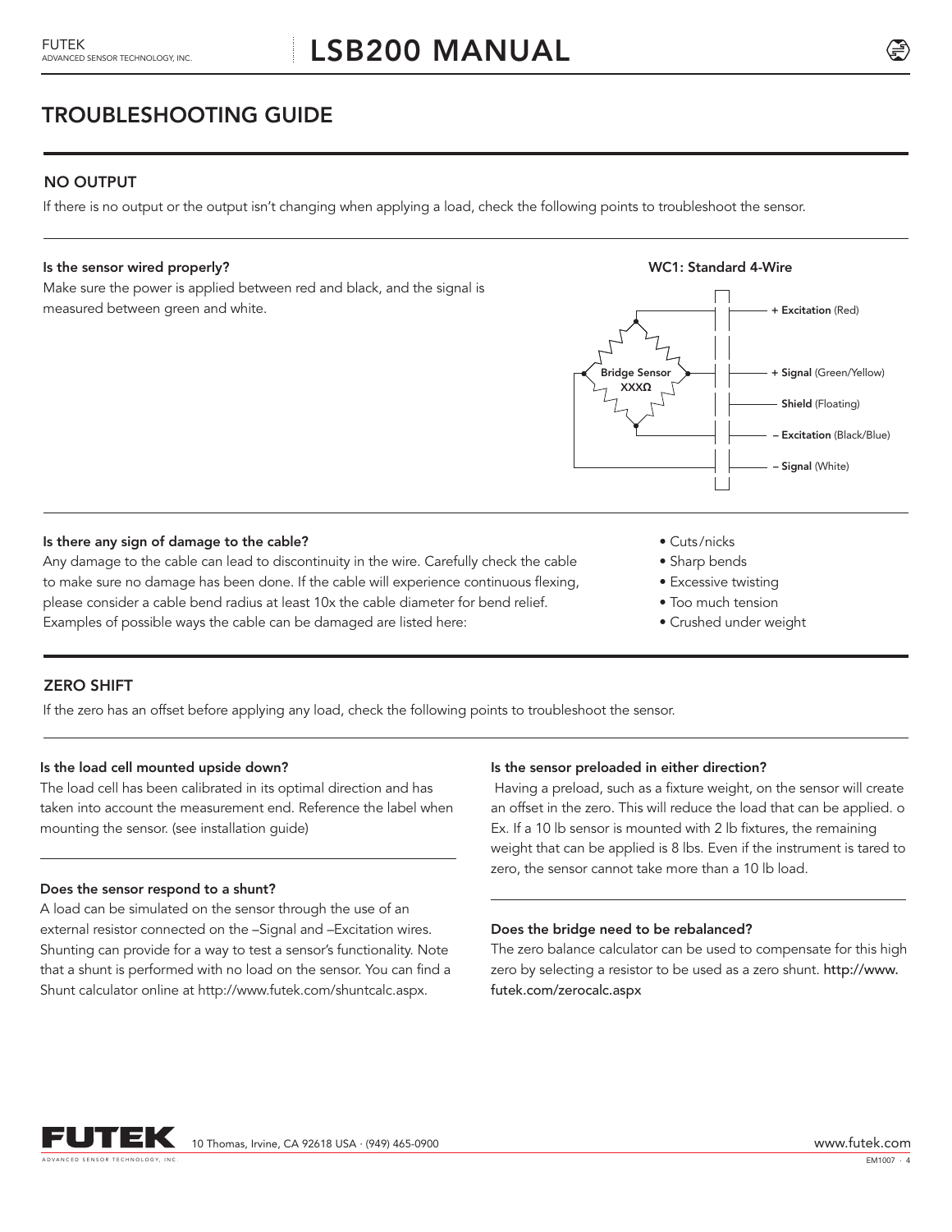## TROUBLESHOOTING GUIDE

### NO OUTPUT

If there is no output or the output isn't changing when applying a load, check the following points to troubleshoot the sensor.

**Is the sensor wired properly?**

Make sure the power is applied between red and black, and the signal is measured between green and white.

**WC1: Standard 4-Wire**

Bridge Sensor XXXΩ

- **+ Excitation** (Red)
- **+ Signal** (Green/Yellow)
- **Shield** (Floating)
- **– Excitation** (Black/Blue)
- **– Signal** (White)

**Is there any sign of damage to the cable?**

Any damage to the cable can lead to discontinuity in the wire. Carefully check the cable to make sure no damage has been done. If the cable will experience continuous flexing, please consider a cable bend radius at least 10x the cable diameter for bend relief. Examples of possible ways the cable can be damaged are listed here:

- Cuts/nicks
- Sharp bends
- Excessive twisting
- Too much tension
- Crushed under weight

### ZERO SHIFT

If the zero has an offset before applying any load, check the following points to troubleshoot the sensor.

**Is the load cell mounted upside down?**

The load cell has been calibrated in its optimal direction and has taken into account the measurement end. Reference the label when mounting the sensor. (see installation guide)

**Does the sensor respond to a shunt?**

A load can be simulated on the sensor through the use of an external resistor connected on the –Signal and –Excitation wires. Shunting can provide for a way to test a sensor's functionality. Note that a shunt is performed with no load on the sensor. You can find a Shunt calculator online at http://www.futek.com/shuntcalc.aspx.

**Is the sensor preloaded in either direction?**

Having a preload, such as a fixture weight, on the sensor will create an offset in the zero. This will reduce the load that can be applied. o Ex. If a 10 lb sensor is mounted with 2 lb fixtures, the remaining weight that can be applied is 8 lbs. Even if the instrument is tared to zero, the sensor cannot take more than a 10 lb load.

**Does the bridge need to be rebalanced?**

The zero balance calculator can be used to compensate for this high zero by selecting a resistor to be used as a zero shunt. http://www.futek.com/zerocalc.aspx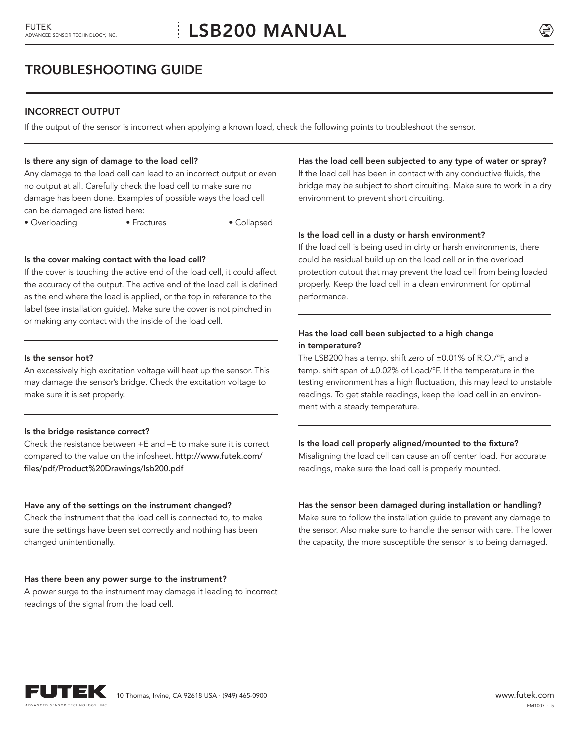# TROUBLESHOOTING GUIDE

## INCORRECT OUTPUT

If the output of the sensor is incorrect when applying a known load, check the following points to troubleshoot the sensor.

**Is there any sign of damage to the load cell?**

Any damage to the load cell can lead to an incorrect output or even no output at all. Carefully check the load cell to make sure no damage has been done. Examples of possible ways the load cell can be damaged are listed here:

- Overloading
- Fractures
- Collapsed

**Is the cover making contact with the load cell?**

If the cover is touching the active end of the load cell, it could affect the accuracy of the output. The active end of the load cell is defined as the end where the load is applied, or the top in reference to the label (see installation guide). Make sure the cover is not pinched in or making any contact with the inside of the load cell.

**Is the sensor hot?**

An excessively high excitation voltage will heat up the sensor. This may damage the sensor's bridge. Check the excitation voltage to make sure it is set properly.

**Is the bridge resistance correct?**

Check the resistance between +E and –E to make sure it is correct compared to the value on the infosheet. http://www.futek.com/files/pdf/Product%20Drawings/lsb200.pdf

**Have any of the settings on the instrument changed?**

Check the instrument that the load cell is connected to, to make sure the settings have been set correctly and nothing has been changed unintentionally.

**Has there been any power surge to the instrument?**

A power surge to the instrument may damage it leading to incorrect readings of the signal from the load cell.

**Has the load cell been subjected to any type of water or spray?**

If the load cell has been in contact with any conductive fluids, the bridge may be subject to short circuiting. Make sure to work in a dry environment to prevent short circuiting.

**Is the load cell in a dusty or harsh environment?**

If the load cell is being used in dirty or harsh environments, there could be residual build up on the load cell or in the overload protection cutout that may prevent the load cell from being loaded properly. Keep the load cell in a clean environment for optimal performance.

**Has the load cell been subjected to a high change in temperature?**

The LSB200 has a temp. shift zero of ±0.01% of R.O./°F, and a temp. shift span of ±0.02% of Load/°F. If the temperature in the testing environment has a high fluctuation, this may lead to unstable readings. To get stable readings, keep the load cell in an environment with a steady temperature.

**Is the load cell properly aligned/mounted to the fixture?**

Misaligning the load cell can cause an off center load. For accurate readings, make sure the load cell is properly mounted.

**Has the sensor been damaged during installation or handling?**

Make sure to follow the installation guide to prevent any damage to the sensor. Also make sure to handle the sensor with care. The lower the capacity, the more susceptible the sensor is to being damaged.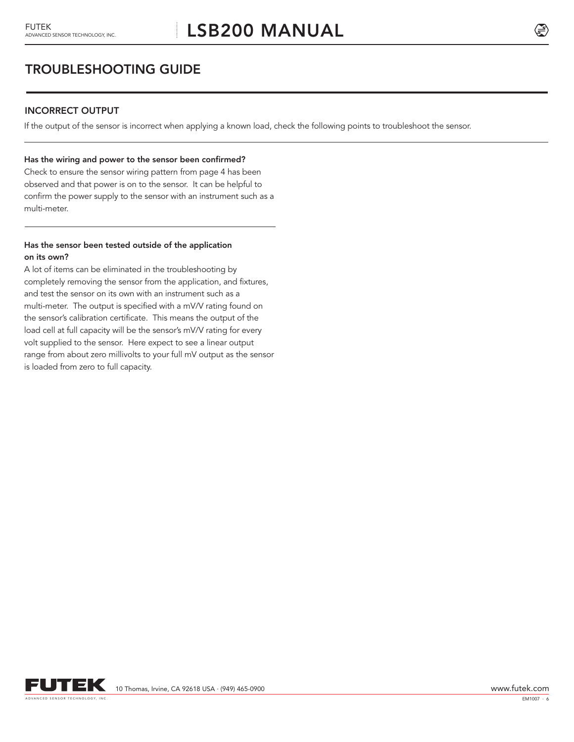## TROUBLESHOOTING GUIDE

### INCORRECT OUTPUT

If the output of the sensor is incorrect when applying a known load, check the following points to troubleshoot the sensor.

**Has the wiring and power to the sensor been confirmed?**

Check to ensure the sensor wiring pattern from page 4 has been observed and that power is on to the sensor. It can be helpful to confirm the power supply to the sensor with an instrument such as a multi-meter.

**Has the sensor been tested outside of the application on its own?**

A lot of items can be eliminated in the troubleshooting by completely removing the sensor from the application, and fixtures, and test the sensor on its own with an instrument such as a multi-meter. The output is specified with a mV/V rating found on the sensor's calibration certificate. This means the output of the load cell at full capacity will be the sensor's mV/V rating for every volt supplied to the sensor. Here expect to see a linear output range from about zero millivolts to your full mV output as the sensor is loaded from zero to full capacity.